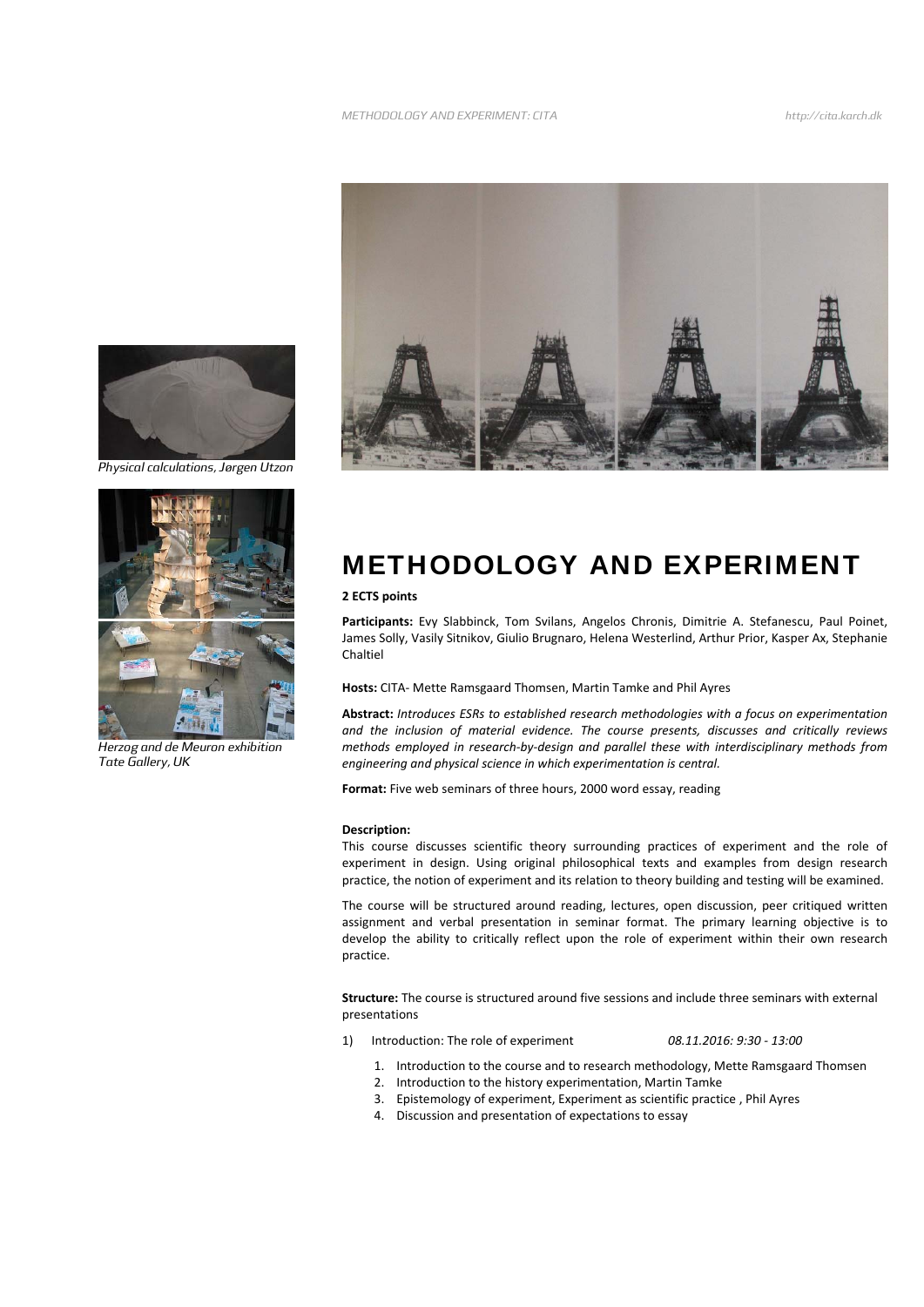Physical calculations, Jørgen Utzon

Herzog and de Meuron exhibition
Tate Gallery, UK

# METHODOLOGY AND EXPERIMENT

**2 ECTS points**

**Participants:** Evy Slabbinck, Tom Svilans, Angelos Chronis, Dimitrie A. Stefanescu, Paul Poinet, James Solly, Vasily Sitnikov, Giulio Brugnaro, Helena Westerlind, Arthur Prior, Kasper Ax, Stephanie Chaltiel

**Hosts:** CITA- Mette Ramsgaard Thomsen, Martin Tamke and Phil Ayres

**Abstract:** *Introduces ESRs to established research methodologies with a focus on experimentation and the inclusion of material evidence. The course presents, discusses and critically reviews methods employed in research-by-design and parallel these with interdisciplinary methods from engineering and physical science in which experimentation is central.*

**Format:** Five web seminars of three hours, 2000 word essay, reading

**Description:**

This course discusses scientific theory surrounding practices of experiment and the role of experiment in design. Using original philosophical texts and examples from design research practice, the notion of experiment and its relation to theory building and testing will be examined.

The course will be structured around reading, lectures, open discussion, peer critiqued written assignment and verbal presentation in seminar format. The primary learning objective is to develop the ability to critically reflect upon the role of experiment within their own research practice.

**Structure:** The course is structured around five sessions and include three seminars with external presentations

1) Introduction: The role of experiment *08.11.2016: 9:30 - 13:00*

   1. Introduction to the course and to research methodology, Mette Ramsgaard Thomsen
   2. Introduction to the history experimentation, Martin Tamke
   3. Epistemology of experiment, Experiment as scientific practice , Phil Ayres
   4. Discussion and presentation of expectations to essay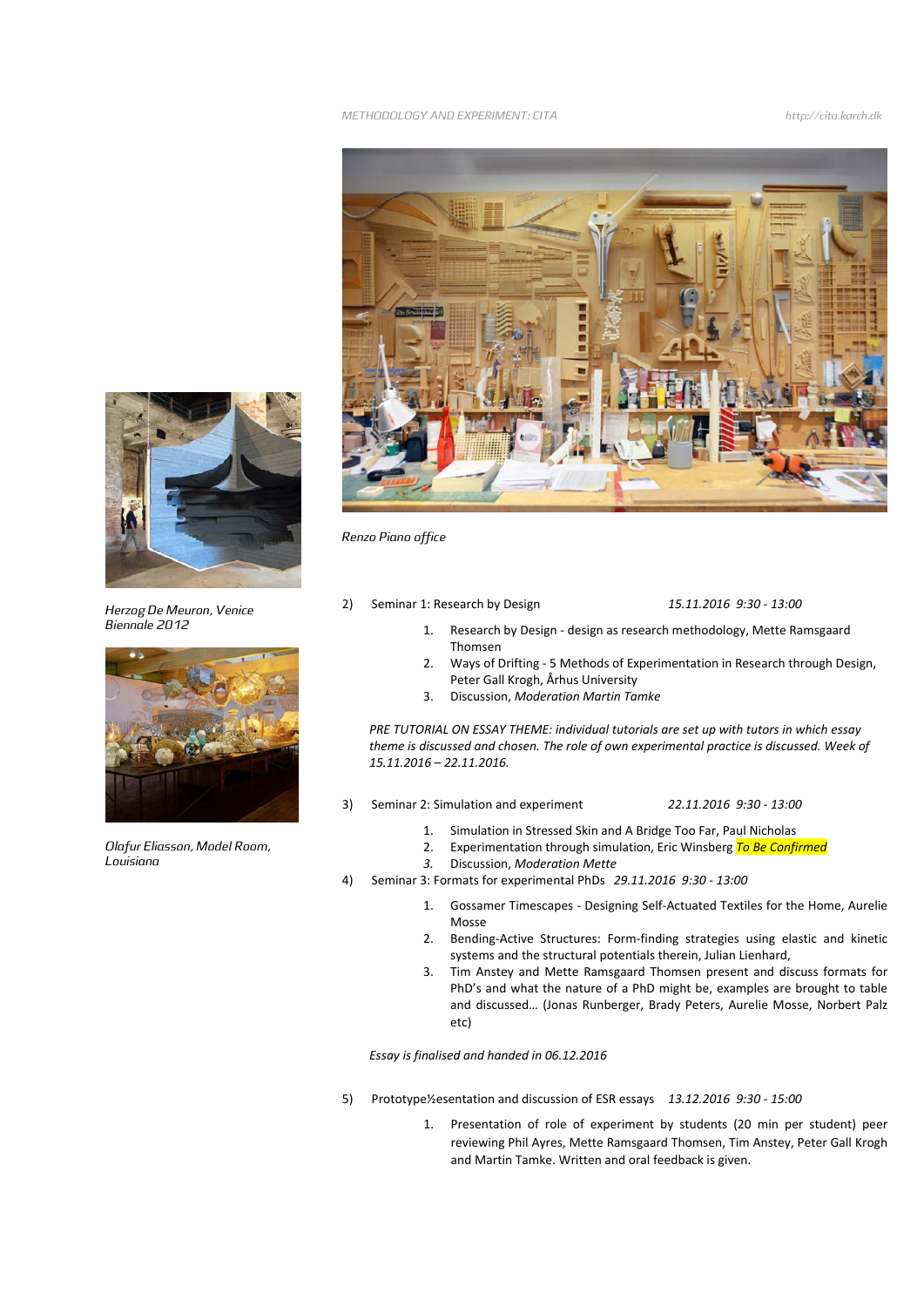*Renzo Piano office*

*Herzog De Meuron, Venice Biennale 2012*

*Olafur Eliasson, Model Room, Louisiana*

2) Seminar 1: Research by Design *15.11.2016 9:30 - 13:00*

   1. Research by Design - design as research methodology, Mette Ramsgaard Thomsen
   2. Ways of Drifting - 5 Methods of Experimentation in Research through Design, Peter Gall Krogh, Århus University
   3. Discussion, *Moderation Martin Tamke*

*PRE TUTORIAL ON ESSAY THEME: individual tutorials are set up with tutors in which essay theme is discussed and chosen. The role of own experimental practice is discussed. Week of 15.11.2016 – 22.11.2016.*

3) Seminar 2: Simulation and experiment *22.11.2016 9:30 - 13:00*

   1. Simulation in Stressed Skin and A Bridge Too Far, Paul Nicholas
   2. Experimentation through simulation, Eric Winsberg *To Be Confirmed*
   3. Discussion, *Moderation Mette*

4) Seminar 3: Formats for experimental PhDs *29.11.2016 9:30 - 13:00*

   1. Gossamer Timescapes - Designing Self-Actuated Textiles for the Home, Aurelie Mosse
   2. Bending-Active Structures: Form-finding strategies using elastic and kinetic systems and the structural potentials therein, Julian Lienhard,
   3. Tim Anstey and Mette Ramsgaard Thomsen present and discuss formats for PhD's and what the nature of a PhD might be, examples are brought to table and discussed… (Jonas Runberger, Brady Peters, Aurelie Mosse, Norbert Palz etc)

*Essay is finalised and handed in 06.12.2016*

5) Prototype½esentation and discussion of ESR essays *13.12.2016 9:30 - 15:00*

   1. Presentation of role of experiment by students (20 min per student) peer reviewing Phil Ayres, Mette Ramsgaard Thomsen, Tim Anstey, Peter Gall Krogh and Martin Tamke. Written and oral feedback is given.